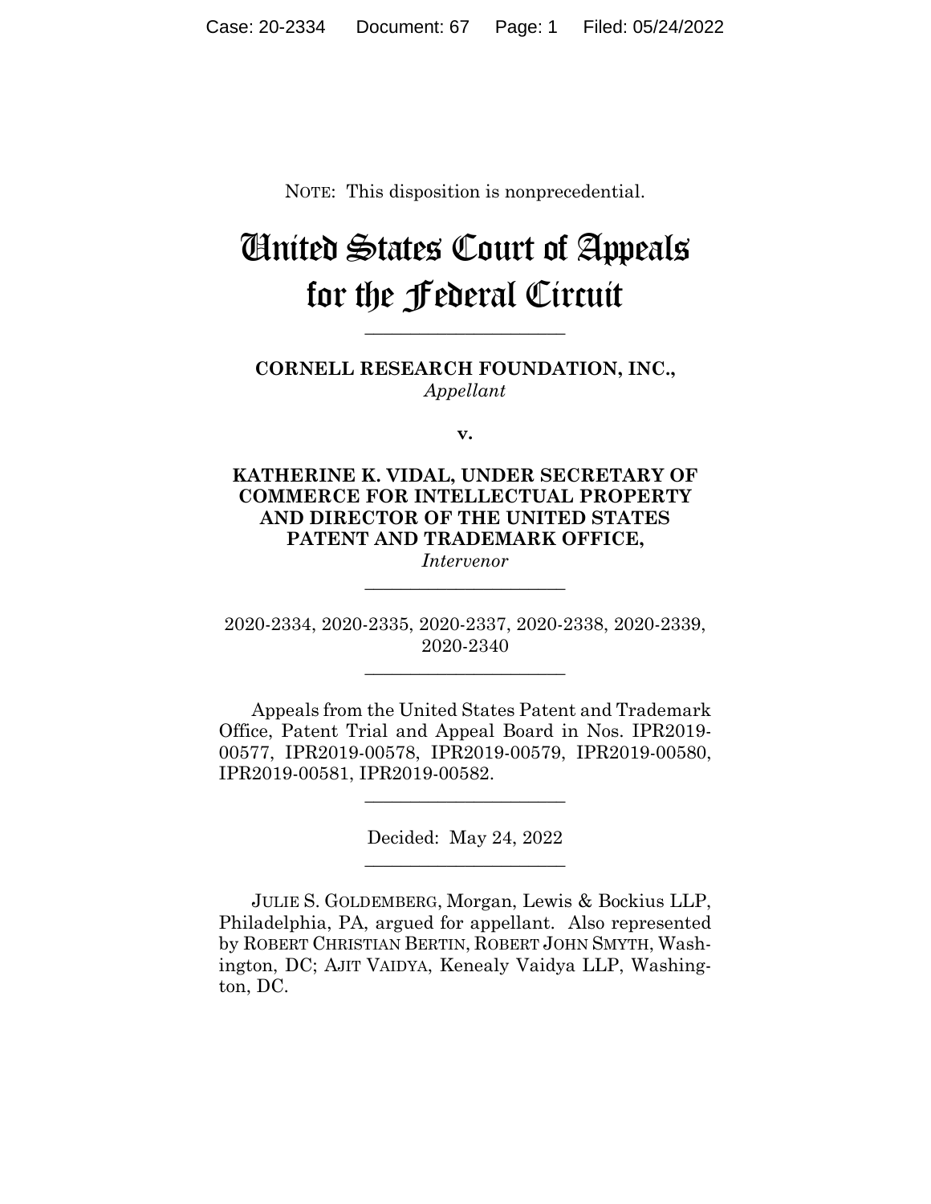NOTE: This disposition is nonprecedential.

# United States Court of Appeals for the Federal Circuit

______________________

**CORNELL RESEARCH FOUNDATION, INC.,**
*Appellant*

**v.**

**KATHERINE K. VIDAL, UNDER SECRETARY OF COMMERCE FOR INTELLECTUAL PROPERTY AND DIRECTOR OF THE UNITED STATES PATENT AND TRADEMARK OFFICE,**
*Intervenor*

______________________

2020-2334, 2020-2335, 2020-2337, 2020-2338, 2020-2339, 2020-2340

______________________

Appeals from the United States Patent and Trademark Office, Patent Trial and Appeal Board in Nos. IPR2019-00577, IPR2019-00578, IPR2019-00579, IPR2019-00580, IPR2019-00581, IPR2019-00582.

______________________

Decided: May 24, 2022

______________________

JULIE S. GOLDEMBERG, Morgan, Lewis & Bockius LLP, Philadelphia, PA, argued for appellant. Also represented by ROBERT CHRISTIAN BERTIN, ROBERT JOHN SMYTH, Washington, DC; AJIT VAIDYA, Kenealy Vaidya LLP, Washington, DC.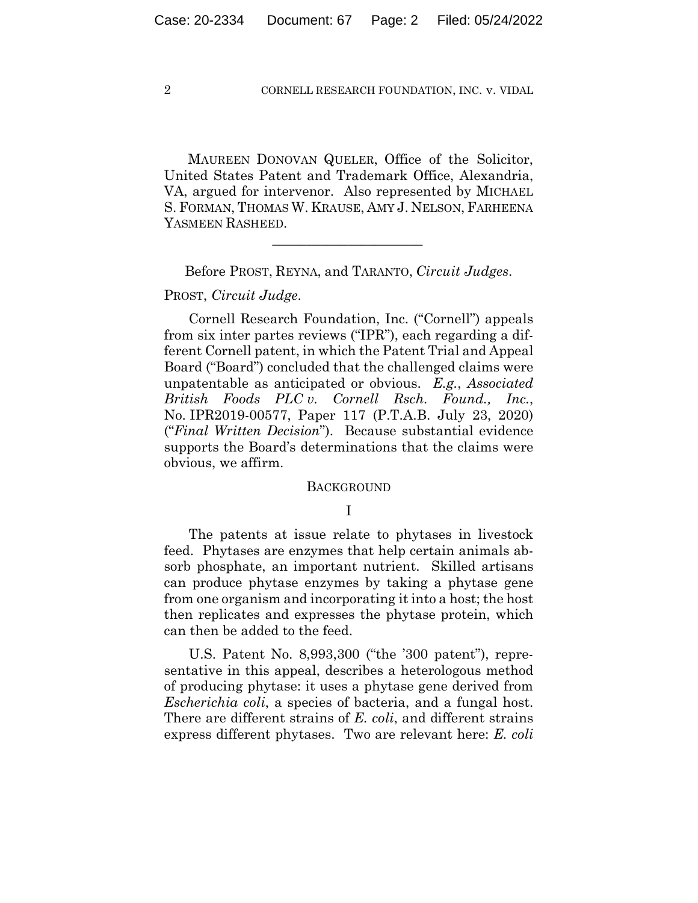MAUREEN DONOVAN QUELER, Office of the Solicitor, United States Patent and Trademark Office, Alexandria, VA, argued for intervenor. Also represented by MICHAEL S. FORMAN, THOMAS W. KRAUSE, AMY J. NELSON, FARHEENA YASMEEN RASHEED.

---

Before PROST, REYNA, and TARANTO, *Circuit Judges*.

PROST, *Circuit Judge*.

Cornell Research Foundation, Inc. ("Cornell") appeals from six inter partes reviews ("IPR"), each regarding a different Cornell patent, in which the Patent Trial and Appeal Board ("Board") concluded that the challenged claims were unpatentable as anticipated or obvious. *E.g.*, *Associated British Foods PLC v. Cornell Rsch. Found., Inc.*, No. IPR2019-00577, Paper 117 (P.T.A.B. July 23, 2020) ("*Final Written Decision*"). Because substantial evidence supports the Board's determinations that the claims were obvious, we affirm.

## BACKGROUND

### I

The patents at issue relate to phytases in livestock feed. Phytases are enzymes that help certain animals absorb phosphate, an important nutrient. Skilled artisans can produce phytase enzymes by taking a phytase gene from one organism and incorporating it into a host; the host then replicates and expresses the phytase protein, which can then be added to the feed.

U.S. Patent No. 8,993,300 ("the '300 patent"), representative in this appeal, describes a heterologous method of producing phytase: it uses a phytase gene derived from *Escherichia coli*, a species of bacteria, and a fungal host. There are different strains of *E. coli*, and different strains express different phytases. Two are relevant here: *E. coli*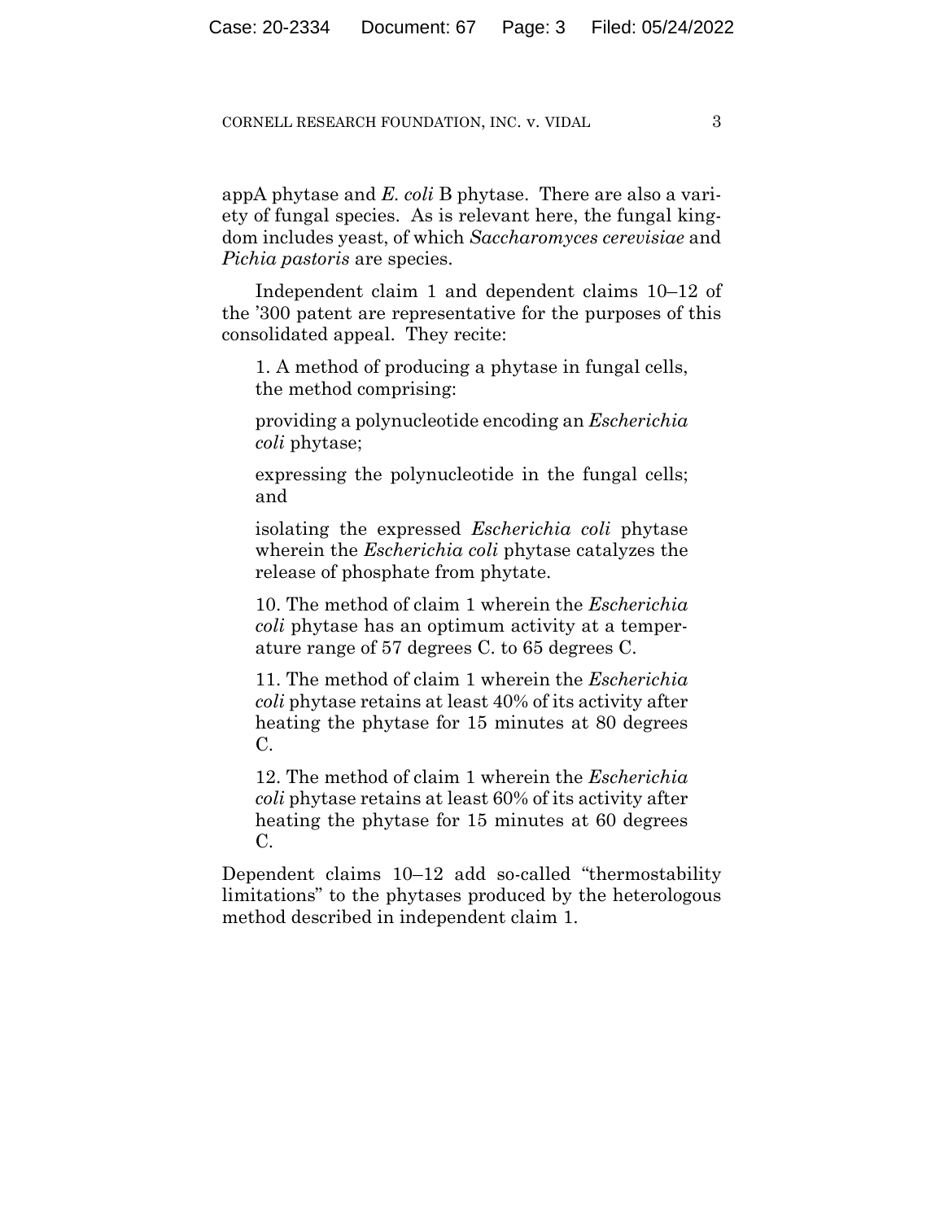appA phytase and *E. coli* B phytase. There are also a variety of fungal species. As is relevant here, the fungal kingdom includes yeast, of which *Saccharomyces cerevisiae* and *Pichia pastoris* are species.

Independent claim 1 and dependent claims 10–12 of the '300 patent are representative for the purposes of this consolidated appeal. They recite:

> 1. A method of producing a phytase in fungal cells, the method comprising:
>
> providing a polynucleotide encoding an *Escherichia coli* phytase;
>
> expressing the polynucleotide in the fungal cells; and
>
> isolating the expressed *Escherichia coli* phytase wherein the *Escherichia coli* phytase catalyzes the release of phosphate from phytate.
>
> 10. The method of claim 1 wherein the *Escherichia coli* phytase has an optimum activity at a temperature range of 57 degrees C. to 65 degrees C.
>
> 11. The method of claim 1 wherein the *Escherichia coli* phytase retains at least 40% of its activity after heating the phytase for 15 minutes at 80 degrees C.
>
> 12. The method of claim 1 wherein the *Escherichia coli* phytase retains at least 60% of its activity after heating the phytase for 15 minutes at 60 degrees C.

Dependent claims 10–12 add so-called "thermostability limitations" to the phytases produced by the heterologous method described in independent claim 1.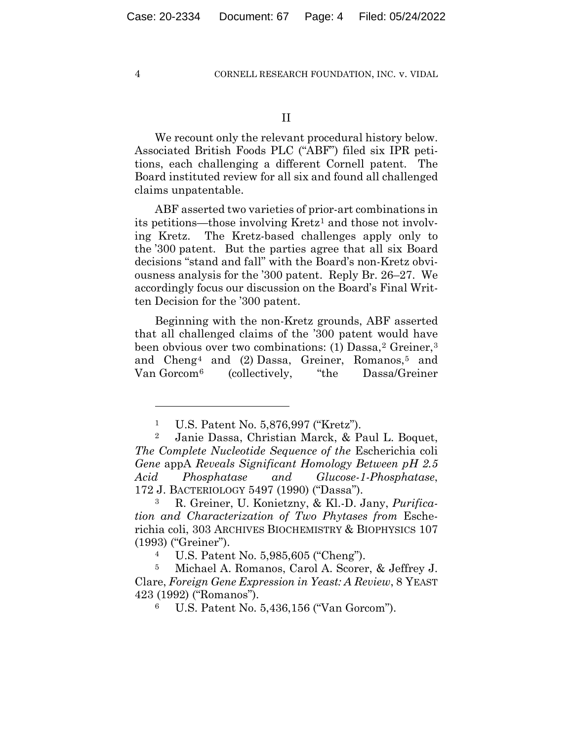## II

We recount only the relevant procedural history below. Associated British Foods PLC ("ABF") filed six IPR petitions, each challenging a different Cornell patent. The Board instituted review for all six and found all challenged claims unpatentable.

ABF asserted two varieties of prior-art combinations in its petitions—those involving Kretz[1] and those not involving Kretz. The Kretz-based challenges apply only to the '300 patent. But the parties agree that all six Board decisions "stand and fall" with the Board's non-Kretz obviousness analysis for the '300 patent. Reply Br. 26–27. We accordingly focus our discussion on the Board's Final Written Decision for the '300 patent.

Beginning with the non-Kretz grounds, ABF asserted that all challenged claims of the '300 patent would have been obvious over two combinations: (1) Dassa,[2] Greiner,[3] and Cheng[4] and (2) Dassa, Greiner, Romanos,[5] and Van Gorcom[6] (collectively, "the Dassa/Greiner

---

[1] U.S. Patent No. 5,876,997 ("Kretz").

[2] Janie Dassa, Christian Marck, & Paul L. Boquet, *The Complete Nucleotide Sequence of the* Escherichia coli *Gene* appA *Reveals Significant Homology Between pH 2.5 Acid Phosphatase and Glucose-1-Phosphatase*, 172 J. BACTERIOLOGY 5497 (1990) ("Dassa").

[3] R. Greiner, U. Konietzny, & Kl.-D. Jany, *Purification and Characterization of Two Phytases from* Escherichia coli, 303 ARCHIVES BIOCHEMISTRY & BIOPHYSICS 107 (1993) ("Greiner").

[4] U.S. Patent No. 5,985,605 ("Cheng").

[5] Michael A. Romanos, Carol A. Scorer, & Jeffrey J. Clare, *Foreign Gene Expression in Yeast: A Review*, 8 YEAST 423 (1992) ("Romanos").

[6] U.S. Patent No. 5,436,156 ("Van Gorcom").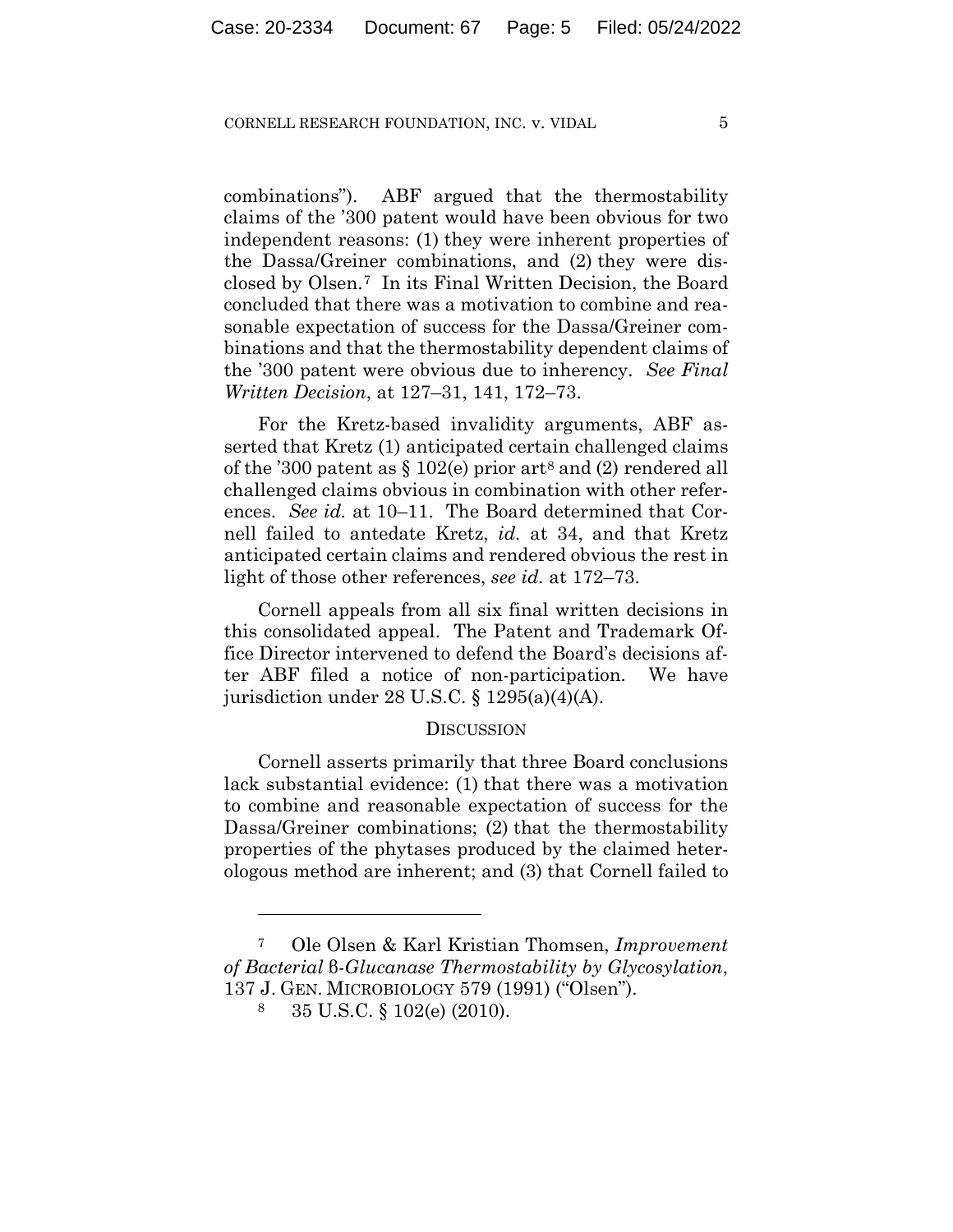combinations"). ABF argued that the thermostability claims of the '300 patent would have been obvious for two independent reasons: (1) they were inherent properties of the Dassa/Greiner combinations, and (2) they were disclosed by Olsen.[7] In its Final Written Decision, the Board concluded that there was a motivation to combine and reasonable expectation of success for the Dassa/Greiner combinations and that the thermostability dependent claims of the '300 patent were obvious due to inherency. *See Final Written Decision*, at 127–31, 141, 172–73.

For the Kretz-based invalidity arguments, ABF asserted that Kretz (1) anticipated certain challenged claims of the '300 patent as § 102(e) prior art[8] and (2) rendered all challenged claims obvious in combination with other references. *See id.* at 10–11. The Board determined that Cornell failed to antedate Kretz, *id.* at 34, and that Kretz anticipated certain claims and rendered obvious the rest in light of those other references, *see id.* at 172–73.

Cornell appeals from all six final written decisions in this consolidated appeal. The Patent and Trademark Office Director intervened to defend the Board's decisions after ABF filed a notice of non-participation. We have jurisdiction under 28 U.S.C. § 1295(a)(4)(A).

## DISCUSSION

Cornell asserts primarily that three Board conclusions lack substantial evidence: (1) that there was a motivation to combine and reasonable expectation of success for the Dassa/Greiner combinations; (2) that the thermostability properties of the phytases produced by the claimed heterologous method are inherent; and (3) that Cornell failed to

---

[7] Ole Olsen & Karl Kristian Thomsen, *Improvement of Bacterial β-Glucanase Thermostability by Glycosylation*, 137 J. GEN. MICROBIOLOGY 579 (1991) ("Olsen").

[8] 35 U.S.C. § 102(e) (2010).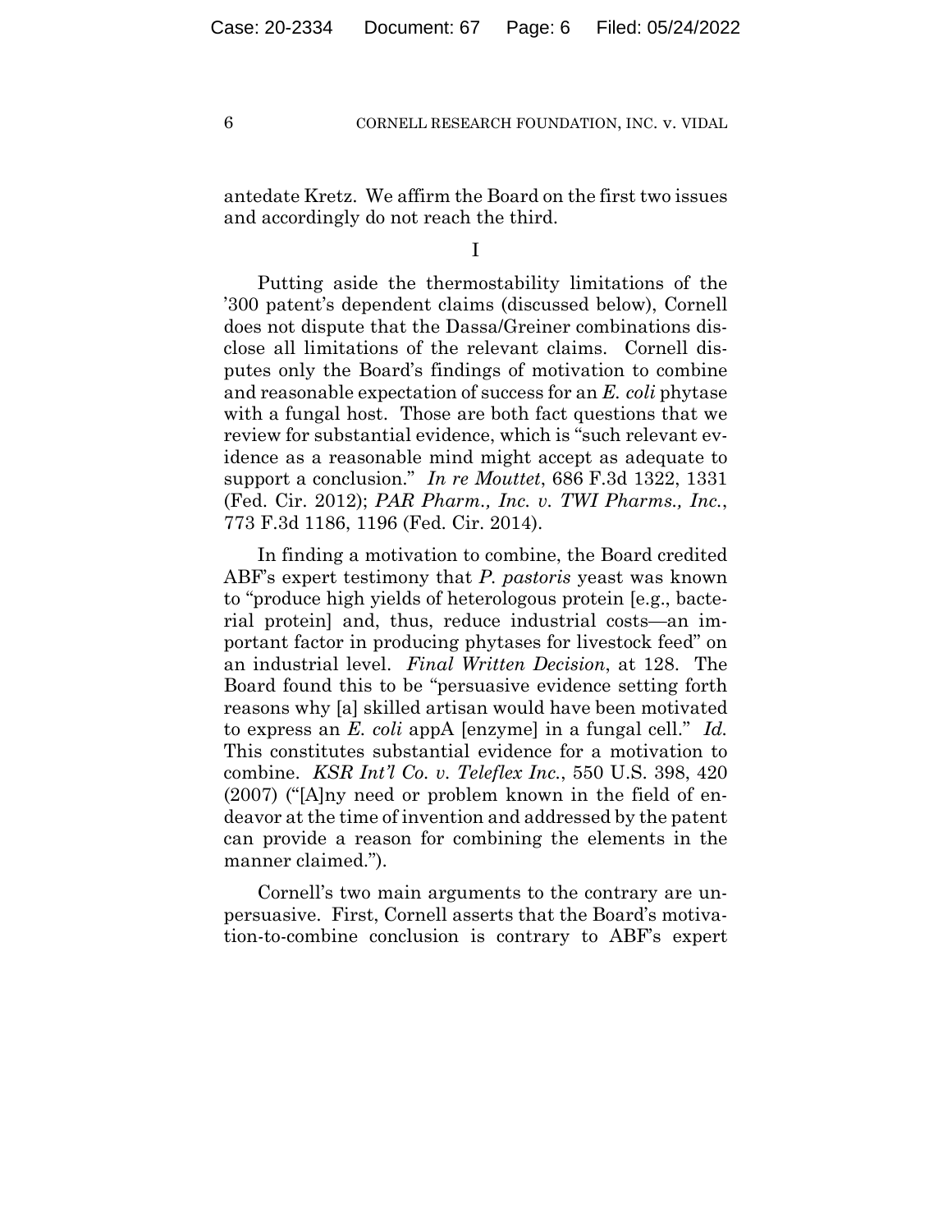antedate Kretz. We affirm the Board on the first two issues and accordingly do not reach the third.

I

Putting aside the thermostability limitations of the '300 patent's dependent claims (discussed below), Cornell does not dispute that the Dassa/Greiner combinations disclose all limitations of the relevant claims. Cornell disputes only the Board's findings of motivation to combine and reasonable expectation of success for an *E. coli* phytase with a fungal host. Those are both fact questions that we review for substantial evidence, which is "such relevant evidence as a reasonable mind might accept as adequate to support a conclusion." *In re Mouttet*, 686 F.3d 1322, 1331 (Fed. Cir. 2012); *PAR Pharm., Inc. v. TWI Pharms., Inc.*, 773 F.3d 1186, 1196 (Fed. Cir. 2014).

In finding a motivation to combine, the Board credited ABF's expert testimony that *P. pastoris* yeast was known to "produce high yields of heterologous protein [e.g., bacterial protein] and, thus, reduce industrial costs—an important factor in producing phytases for livestock feed" on an industrial level. *Final Written Decision*, at 128. The Board found this to be "persuasive evidence setting forth reasons why [a] skilled artisan would have been motivated to express an *E. coli* appA [enzyme] in a fungal cell." *Id.* This constitutes substantial evidence for a motivation to combine. *KSR Int'l Co. v. Teleflex Inc.*, 550 U.S. 398, 420 (2007) ("[A]ny need or problem known in the field of endeavor at the time of invention and addressed by the patent can provide a reason for combining the elements in the manner claimed.").

Cornell's two main arguments to the contrary are unpersuasive. First, Cornell asserts that the Board's motivation-to-combine conclusion is contrary to ABF's expert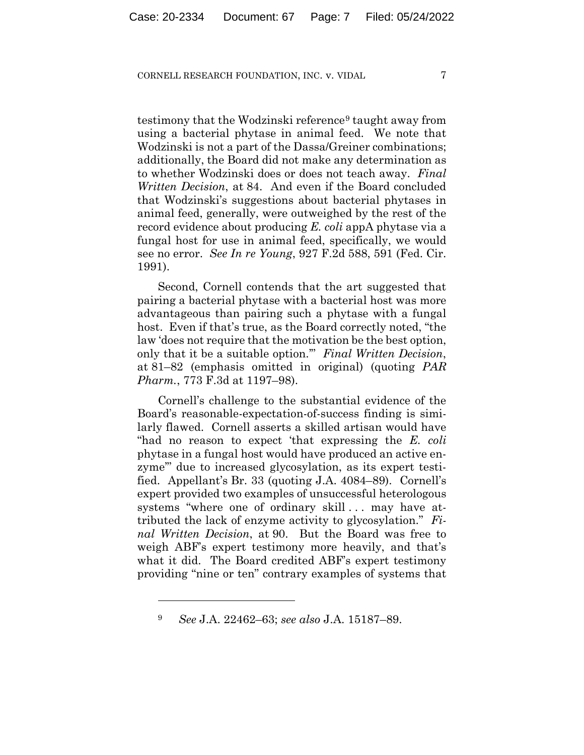testimony that the Wodzinski reference[9] taught away from using a bacterial phytase in animal feed. We note that Wodzinski is not a part of the Dassa/Greiner combinations; additionally, the Board did not make any determination as to whether Wodzinski does or does not teach away. *Final Written Decision*, at 84. And even if the Board concluded that Wodzinski's suggestions about bacterial phytases in animal feed, generally, were outweighed by the rest of the record evidence about producing *E. coli* appA phytase via a fungal host for use in animal feed, specifically, we would see no error. *See In re Young*, 927 F.2d 588, 591 (Fed. Cir. 1991).

Second, Cornell contends that the art suggested that pairing a bacterial phytase with a bacterial host was more advantageous than pairing such a phytase with a fungal host. Even if that's true, as the Board correctly noted, "the law 'does not require that the motivation be the best option, only that it be a suitable option.'" *Final Written Decision*, at 81–82 (emphasis omitted in original) (quoting *PAR Pharm.*, 773 F.3d at 1197–98).

Cornell's challenge to the substantial evidence of the Board's reasonable-expectation-of-success finding is similarly flawed. Cornell asserts a skilled artisan would have "had no reason to expect 'that expressing the *E. coli* phytase in a fungal host would have produced an active enzyme'" due to increased glycosylation, as its expert testified. Appellant's Br. 33 (quoting J.A. 4084–89). Cornell's expert provided two examples of unsuccessful heterologous systems "where one of ordinary skill . . . may have attributed the lack of enzyme activity to glycosylation." *Final Written Decision*, at 90. But the Board was free to weigh ABF's expert testimony more heavily, and that's what it did. The Board credited ABF's expert testimony providing "nine or ten" contrary examples of systems that

[9] *See* J.A. 22462–63; *see also* J.A. 15187–89.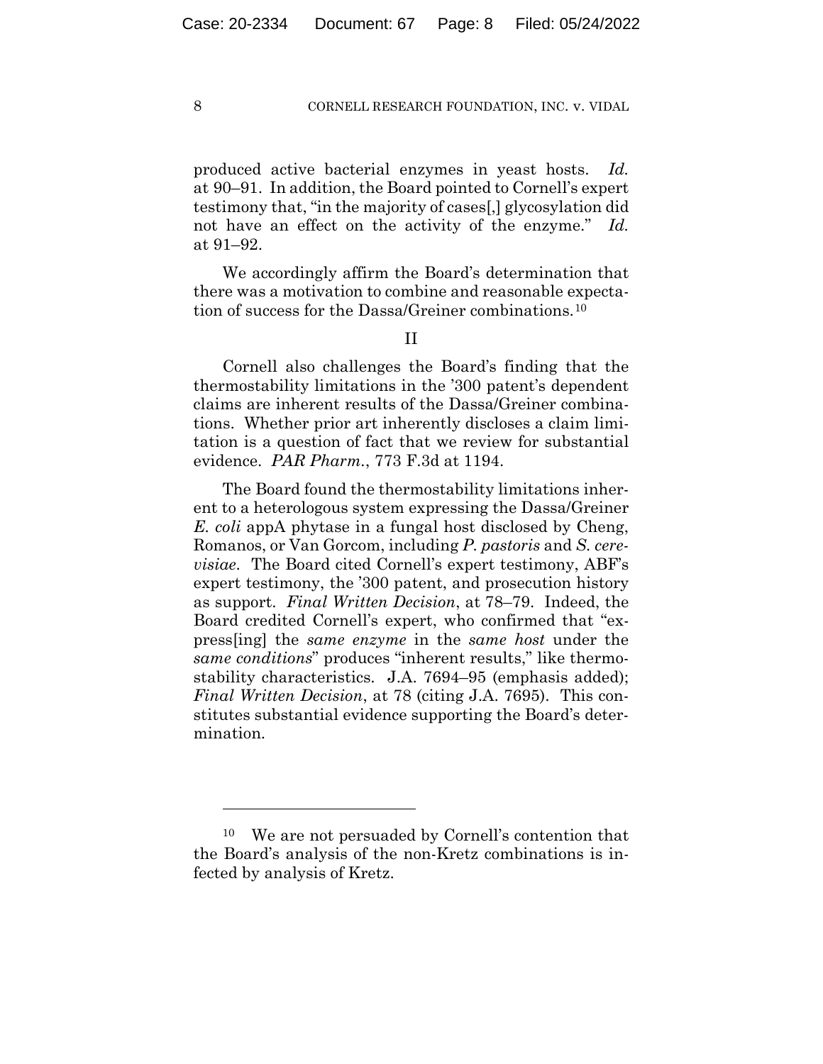produced active bacterial enzymes in yeast hosts. *Id.* at 90–91. In addition, the Board pointed to Cornell's expert testimony that, "in the majority of cases[,] glycosylation did not have an effect on the activity of the enzyme." *Id.* at 91–92.

We accordingly affirm the Board's determination that there was a motivation to combine and reasonable expectation of success for the Dassa/Greiner combinations.[10]

## II

Cornell also challenges the Board's finding that the thermostability limitations in the '300 patent's dependent claims are inherent results of the Dassa/Greiner combinations. Whether prior art inherently discloses a claim limitation is a question of fact that we review for substantial evidence. *PAR Pharm.*, 773 F.3d at 1194.

The Board found the thermostability limitations inherent to a heterologous system expressing the Dassa/Greiner *E. coli* appA phytase in a fungal host disclosed by Cheng, Romanos, or Van Gorcom, including *P. pastoris* and *S. cerevisiae*. The Board cited Cornell's expert testimony, ABF's expert testimony, the '300 patent, and prosecution history as support. *Final Written Decision*, at 78–79. Indeed, the Board credited Cornell's expert, who confirmed that "express[ing] the *same enzyme* in the *same host* under the *same conditions*" produces "inherent results," like thermostability characteristics. J.A. 7694–95 (emphasis added); *Final Written Decision*, at 78 (citing J.A. 7695). This constitutes substantial evidence supporting the Board's determination.

---

[10] We are not persuaded by Cornell's contention that the Board's analysis of the non-Kretz combinations is infected by analysis of Kretz.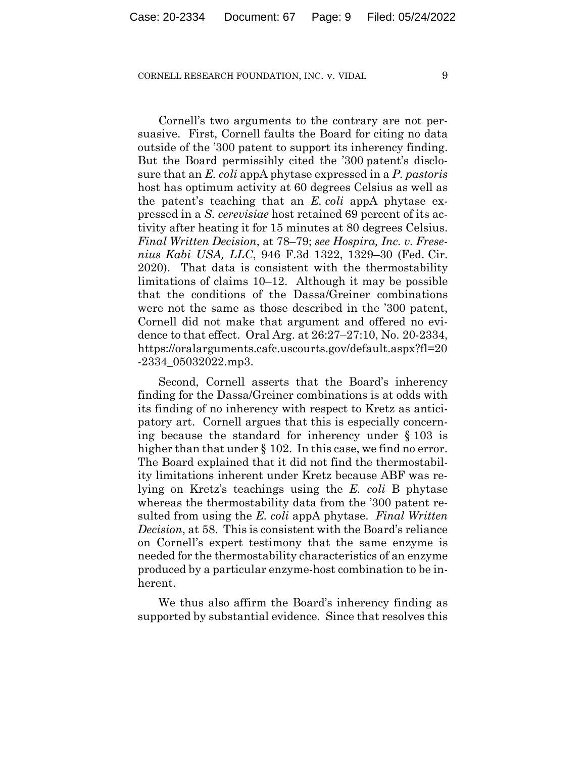Cornell's two arguments to the contrary are not persuasive. First, Cornell faults the Board for citing no data outside of the '300 patent to support its inherency finding. But the Board permissibly cited the '300 patent's disclosure that an *E. coli* appA phytase expressed in a *P. pastoris* host has optimum activity at 60 degrees Celsius as well as the patent's teaching that an *E. coli* appA phytase expressed in a *S. cerevisiae* host retained 69 percent of its activity after heating it for 15 minutes at 80 degrees Celsius. *Final Written Decision*, at 78–79; *see Hospira, Inc. v. Fresenius Kabi USA, LLC*, 946 F.3d 1322, 1329–30 (Fed. Cir. 2020). That data is consistent with the thermostability limitations of claims 10–12. Although it may be possible that the conditions of the Dassa/Greiner combinations were not the same as those described in the '300 patent, Cornell did not make that argument and offered no evidence to that effect. Oral Arg. at 26:27–27:10, No. 20-2334, https://oralarguments.cafc.uscourts.gov/default.aspx?fl=20-2334_05032022.mp3.

Second, Cornell asserts that the Board's inherency finding for the Dassa/Greiner combinations is at odds with its finding of no inherency with respect to Kretz as anticipatory art. Cornell argues that this is especially concerning because the standard for inherency under § 103 is higher than that under § 102. In this case, we find no error. The Board explained that it did not find the thermostability limitations inherent under Kretz because ABF was relying on Kretz's teachings using the *E. coli* B phytase whereas the thermostability data from the '300 patent resulted from using the *E. coli* appA phytase. *Final Written Decision*, at 58. This is consistent with the Board's reliance on Cornell's expert testimony that the same enzyme is needed for the thermostability characteristics of an enzyme produced by a particular enzyme-host combination to be inherent.

We thus also affirm the Board's inherency finding as supported by substantial evidence. Since that resolves this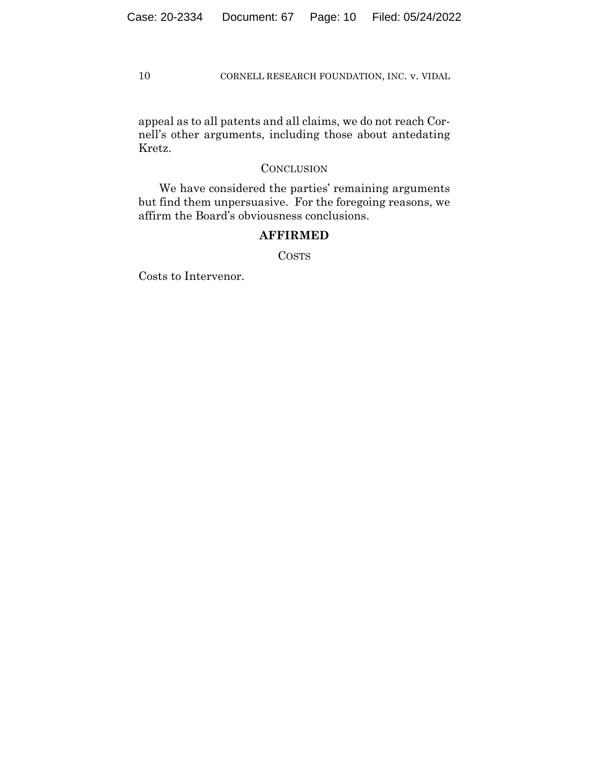appeal as to all patents and all claims, we do not reach Cornell's other arguments, including those about antedating Kretz.

## CONCLUSION

We have considered the parties' remaining arguments but find them unpersuasive. For the foregoing reasons, we affirm the Board's obviousness conclusions.

**AFFIRMED**

## COSTS

Costs to Intervenor.